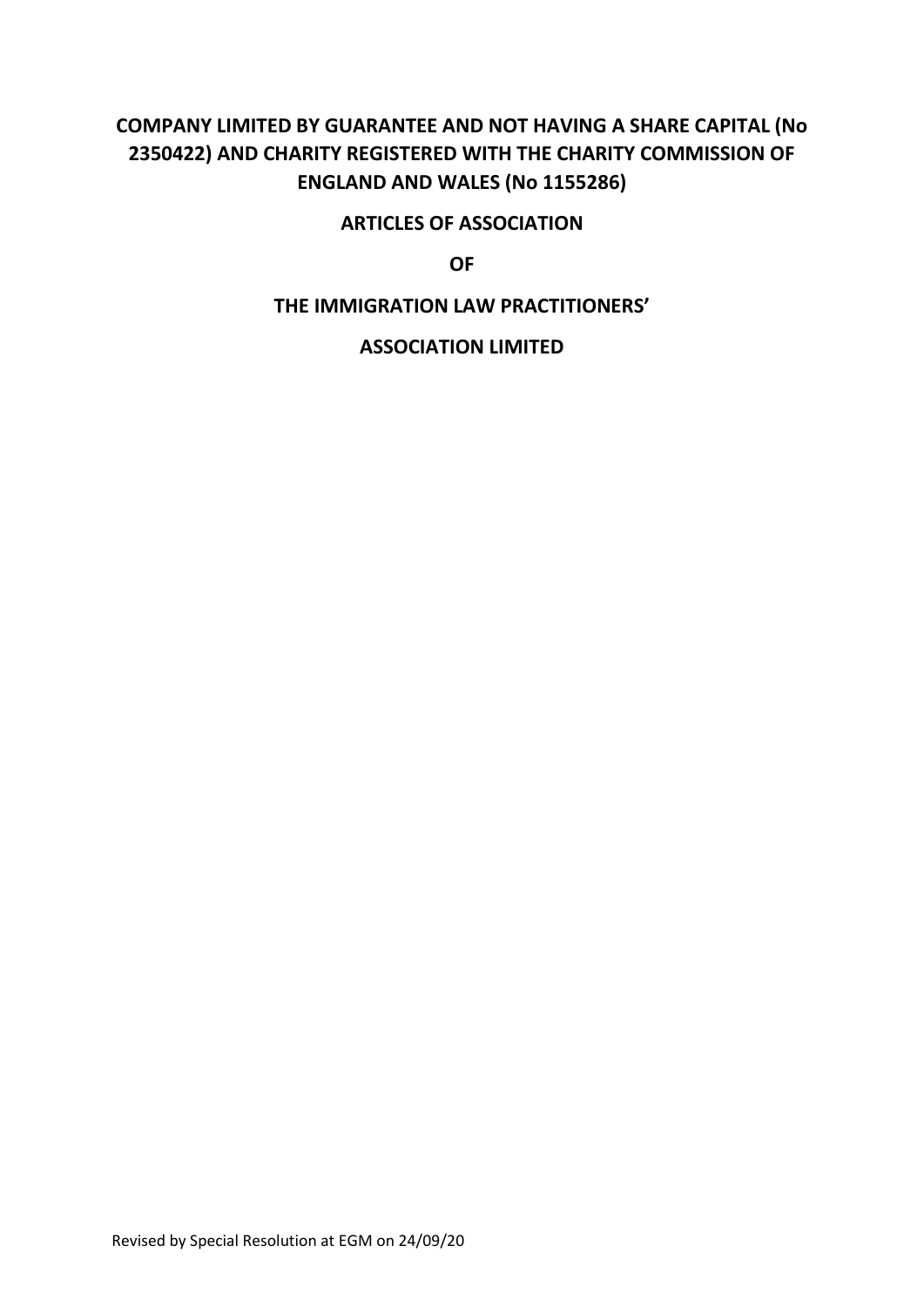**COMPANY LIMITED BY GUARANTEE AND NOT HAVING A SHARE CAPITAL (No 2350422) AND CHARITY REGISTERED WITH THE CHARITY COMMISSION OF ENGLAND AND WALES (No 1155286)**

# ARTICLES OF ASSOCIATION

# OF

# THE IMMIGRATION LAW PRACTITIONERS'

# ASSOCIATION LIMITED

Revised by Special Resolution at EGM on 24/09/20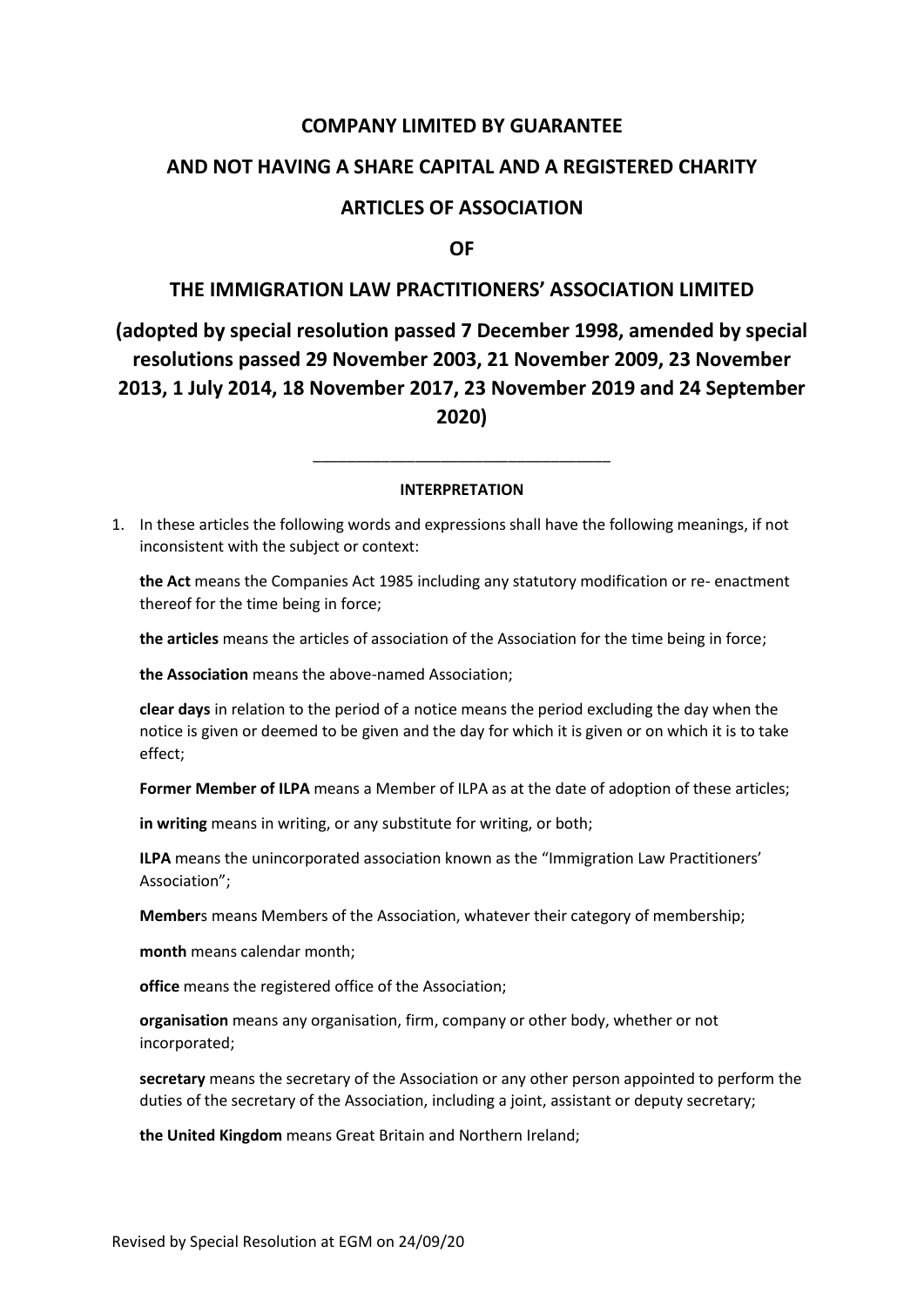**COMPANY LIMITED BY GUARANTEE**

**AND NOT HAVING A SHARE CAPITAL AND A REGISTERED CHARITY**

**ARTICLES OF ASSOCIATION**

**OF**

**THE IMMIGRATION LAW PRACTITIONERS' ASSOCIATION LIMITED**

**(adopted by special resolution passed 7 December 1998, amended by special resolutions passed 29 November 2003, 21 November 2009, 23 November 2013, 1 July 2014, 18 November 2017, 23 November 2019 and 24 September 2020)**

---

**INTERPRETATION**

1. In these articles the following words and expressions shall have the following meanings, if not inconsistent with the subject or context:

   **the Act** means the Companies Act 1985 including any statutory modification or re- enactment thereof for the time being in force;

   **the articles** means the articles of association of the Association for the time being in force;

   **the Association** means the above-named Association;

   **clear days** in relation to the period of a notice means the period excluding the day when the notice is given or deemed to be given and the day for which it is given or on which it is to take effect;

   **Former Member of ILPA** means a Member of ILPA as at the date of adoption of these articles;

   **in writing** means in writing, or any substitute for writing, or both;

   **ILPA** means the unincorporated association known as the "Immigration Law Practitioners' Association";

   **Member**s means Members of the Association, whatever their category of membership;

   **month** means calendar month;

   **office** means the registered office of the Association;

   **organisation** means any organisation, firm, company or other body, whether or not incorporated;

   **secretary** means the secretary of the Association or any other person appointed to perform the duties of the secretary of the Association, including a joint, assistant or deputy secretary;

   **the United Kingdom** means Great Britain and Northern Ireland;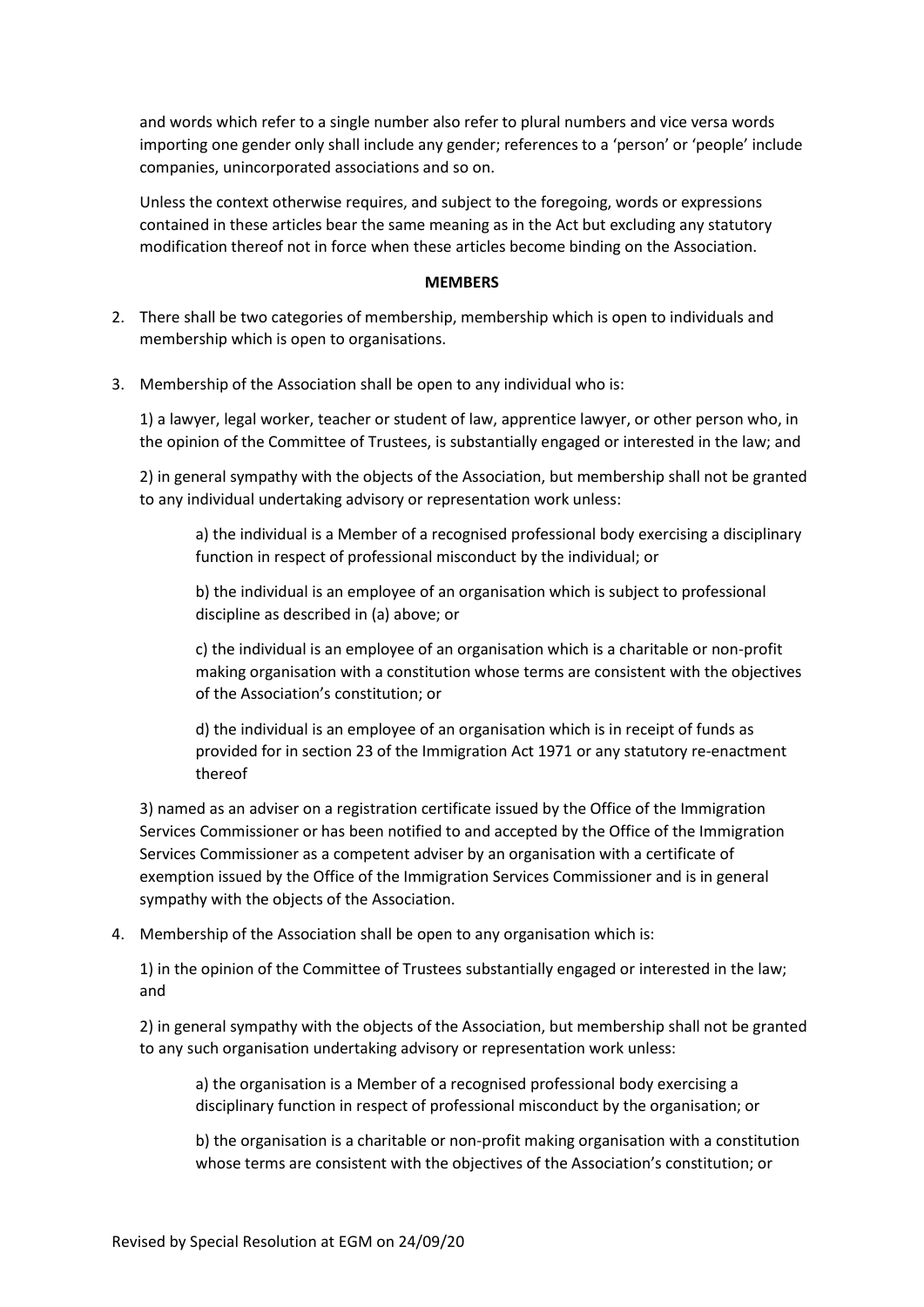and words which refer to a single number also refer to plural numbers and vice versa words importing one gender only shall include any gender; references to a 'person' or 'people' include companies, unincorporated associations and so on.

Unless the context otherwise requires, and subject to the foregoing, words or expressions contained in these articles bear the same meaning as in the Act but excluding any statutory modification thereof not in force when these articles become binding on the Association.

**MEMBERS**

2. There shall be two categories of membership, membership which is open to individuals and membership which is open to organisations.

3. Membership of the Association shall be open to any individual who is:

   1) a lawyer, legal worker, teacher or student of law, apprentice lawyer, or other person who, in the opinion of the Committee of Trustees, is substantially engaged or interested in the law; and

   2) in general sympathy with the objects of the Association, but membership shall not be granted to any individual undertaking advisory or representation work unless:

      a) the individual is a Member of a recognised professional body exercising a disciplinary function in respect of professional misconduct by the individual; or

      b) the individual is an employee of an organisation which is subject to professional discipline as described in (a) above; or

      c) the individual is an employee of an organisation which is a charitable or non-profit making organisation with a constitution whose terms are consistent with the objectives of the Association's constitution; or

      d) the individual is an employee of an organisation which is in receipt of funds as provided for in section 23 of the Immigration Act 1971 or any statutory re-enactment thereof

   3) named as an adviser on a registration certificate issued by the Office of the Immigration Services Commissioner or has been notified to and accepted by the Office of the Immigration Services Commissioner as a competent adviser by an organisation with a certificate of exemption issued by the Office of the Immigration Services Commissioner and is in general sympathy with the objects of the Association.

4. Membership of the Association shall be open to any organisation which is:

   1) in the opinion of the Committee of Trustees substantially engaged or interested in the law; and

   2) in general sympathy with the objects of the Association, but membership shall not be granted to any such organisation undertaking advisory or representation work unless:

      a) the organisation is a Member of a recognised professional body exercising a disciplinary function in respect of professional misconduct by the organisation; or

      b) the organisation is a charitable or non-profit making organisation with a constitution whose terms are consistent with the objectives of the Association's constitution; or

Revised by Special Resolution at EGM on 24/09/20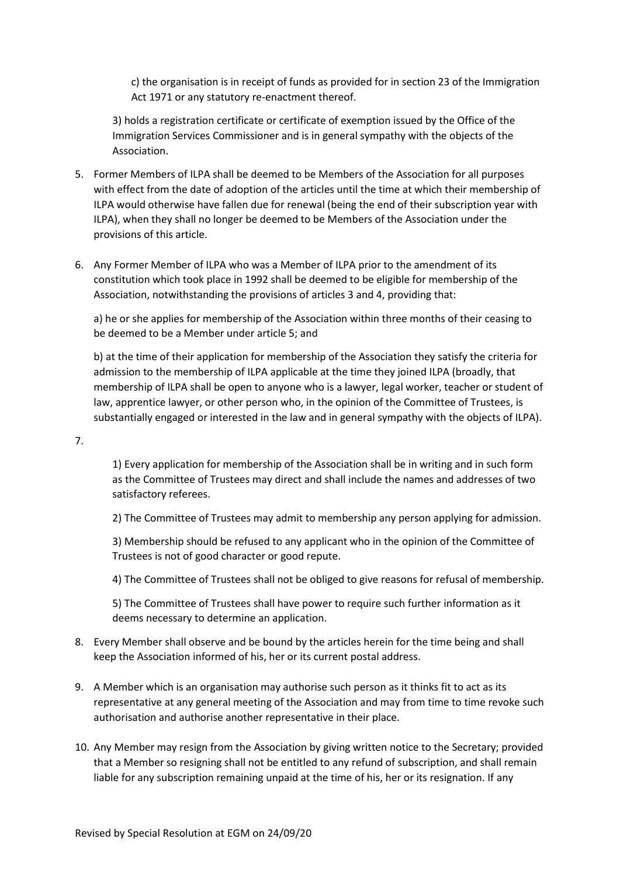c) the organisation is in receipt of funds as provided for in section 23 of the Immigration Act 1971 or any statutory re-enactment thereof.

3) holds a registration certificate or certificate of exemption issued by the Office of the Immigration Services Commissioner and is in general sympathy with the objects of the Association.

5. Former Members of ILPA shall be deemed to be Members of the Association for all purposes with effect from the date of adoption of the articles until the time at which their membership of ILPA would otherwise have fallen due for renewal (being the end of their subscription year with ILPA), when they shall no longer be deemed to be Members of the Association under the provisions of this article.

6. Any Former Member of ILPA who was a Member of ILPA prior to the amendment of its constitution which took place in 1992 shall be deemed to be eligible for membership of the Association, notwithstanding the provisions of articles 3 and 4, providing that:

   a) he or she applies for membership of the Association within three months of their ceasing to be deemed to be a Member under article 5; and

   b) at the time of their application for membership of the Association they satisfy the criteria for admission to the membership of ILPA applicable at the time they joined ILPA (broadly, that membership of ILPA shall be open to anyone who is a lawyer, legal worker, teacher or student of law, apprentice lawyer, or other person who, in the opinion of the Committee of Trustees, is substantially engaged or interested in the law and in general sympathy with the objects of ILPA).

7. 

   1) Every application for membership of the Association shall be in writing and in such form as the Committee of Trustees may direct and shall include the names and addresses of two satisfactory referees.

   2) The Committee of Trustees may admit to membership any person applying for admission.

   3) Membership should be refused to any applicant who in the opinion of the Committee of Trustees is not of good character or good repute.

   4) The Committee of Trustees shall not be obliged to give reasons for refusal of membership.

   5) The Committee of Trustees shall have power to require such further information as it deems necessary to determine an application.

8. Every Member shall observe and be bound by the articles herein for the time being and shall keep the Association informed of his, her or its current postal address.

9. A Member which is an organisation may authorise such person as it thinks fit to act as its representative at any general meeting of the Association and may from time to time revoke such authorisation and authorise another representative in their place.

10. Any Member may resign from the Association by giving written notice to the Secretary; provided that a Member so resigning shall not be entitled to any refund of subscription, and shall remain liable for any subscription remaining unpaid at the time of his, her or its resignation. If any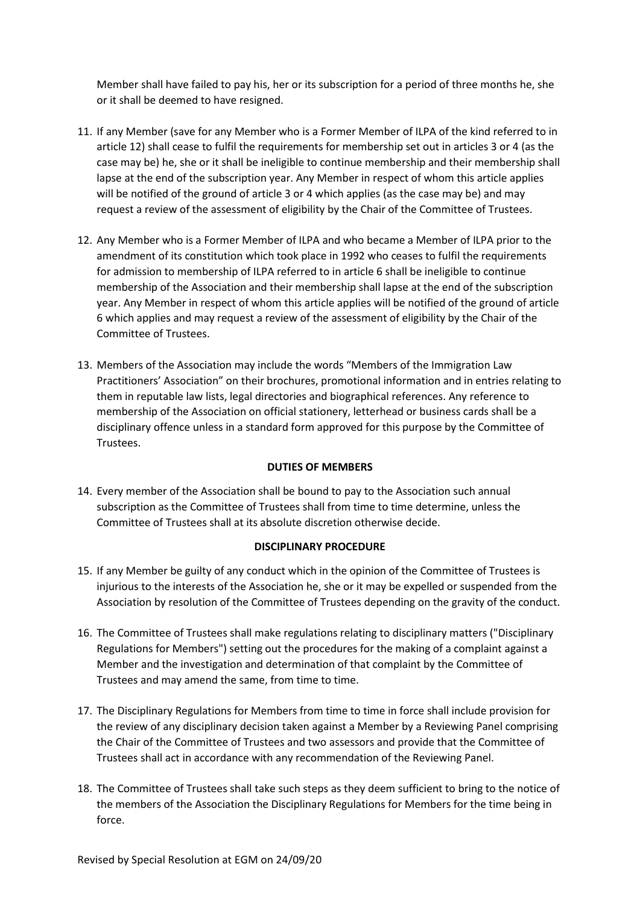Member shall have failed to pay his, her or its subscription for a period of three months he, she or it shall be deemed to have resigned.

11. If any Member (save for any Member who is a Former Member of ILPA of the kind referred to in article 12) shall cease to fulfil the requirements for membership set out in articles 3 or 4 (as the case may be) he, she or it shall be ineligible to continue membership and their membership shall lapse at the end of the subscription year. Any Member in respect of whom this article applies will be notified of the ground of article 3 or 4 which applies (as the case may be) and may request a review of the assessment of eligibility by the Chair of the Committee of Trustees.

12. Any Member who is a Former Member of ILPA and who became a Member of ILPA prior to the amendment of its constitution which took place in 1992 who ceases to fulfil the requirements for admission to membership of ILPA referred to in article 6 shall be ineligible to continue membership of the Association and their membership shall lapse at the end of the subscription year. Any Member in respect of whom this article applies will be notified of the ground of article 6 which applies and may request a review of the assessment of eligibility by the Chair of the Committee of Trustees.

13. Members of the Association may include the words "Members of the Immigration Law Practitioners' Association" on their brochures, promotional information and in entries relating to them in reputable law lists, legal directories and biographical references. Any reference to membership of the Association on official stationery, letterhead or business cards shall be a disciplinary offence unless in a standard form approved for this purpose by the Committee of Trustees.

**DUTIES OF MEMBERS**

14. Every member of the Association shall be bound to pay to the Association such annual subscription as the Committee of Trustees shall from time to time determine, unless the Committee of Trustees shall at its absolute discretion otherwise decide.

**DISCIPLINARY PROCEDURE**

15. If any Member be guilty of any conduct which in the opinion of the Committee of Trustees is injurious to the interests of the Association he, she or it may be expelled or suspended from the Association by resolution of the Committee of Trustees depending on the gravity of the conduct.

16. The Committee of Trustees shall make regulations relating to disciplinary matters ("Disciplinary Regulations for Members") setting out the procedures for the making of a complaint against a Member and the investigation and determination of that complaint by the Committee of Trustees and may amend the same, from time to time.

17. The Disciplinary Regulations for Members from time to time in force shall include provision for the review of any disciplinary decision taken against a Member by a Reviewing Panel comprising the Chair of the Committee of Trustees and two assessors and provide that the Committee of Trustees shall act in accordance with any recommendation of the Reviewing Panel.

18. The Committee of Trustees shall take such steps as they deem sufficient to bring to the notice of the members of the Association the Disciplinary Regulations for Members for the time being in force.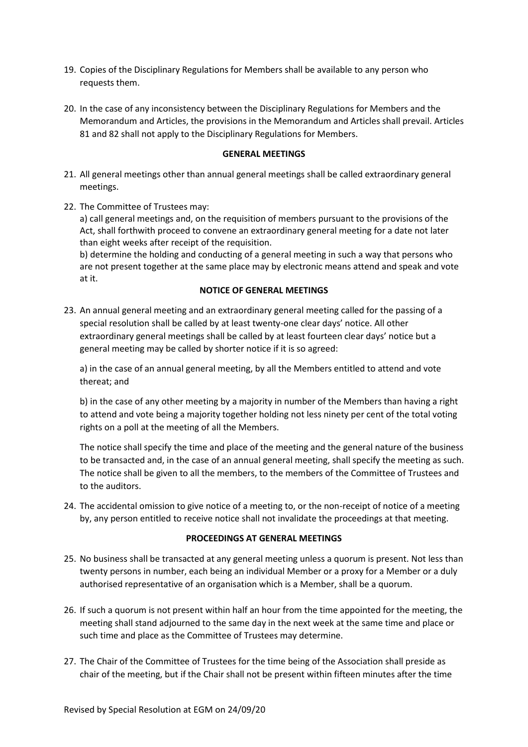19. Copies of the Disciplinary Regulations for Members shall be available to any person who requests them.

20. In the case of any inconsistency between the Disciplinary Regulations for Members and the Memorandum and Articles, the provisions in the Memorandum and Articles shall prevail. Articles 81 and 82 shall not apply to the Disciplinary Regulations for Members.

**GENERAL MEETINGS**

21. All general meetings other than annual general meetings shall be called extraordinary general meetings.

22. The Committee of Trustees may:

    a) call general meetings and, on the requisition of members pursuant to the provisions of the Act, shall forthwith proceed to convene an extraordinary general meeting for a date not later than eight weeks after receipt of the requisition.

    b) determine the holding and conducting of a general meeting in such a way that persons who are not present together at the same place may by electronic means attend and speak and vote at it.

**NOTICE OF GENERAL MEETINGS**

23. An annual general meeting and an extraordinary general meeting called for the passing of a special resolution shall be called by at least twenty-one clear days' notice. All other extraordinary general meetings shall be called by at least fourteen clear days' notice but a general meeting may be called by shorter notice if it is so agreed:

    a) in the case of an annual general meeting, by all the Members entitled to attend and vote thereat; and

    b) in the case of any other meeting by a majority in number of the Members than having a right to attend and vote being a majority together holding not less ninety per cent of the total voting rights on a poll at the meeting of all the Members.

    The notice shall specify the time and place of the meeting and the general nature of the business to be transacted and, in the case of an annual general meeting, shall specify the meeting as such. The notice shall be given to all the members, to the members of the Committee of Trustees and to the auditors.

24. The accidental omission to give notice of a meeting to, or the non-receipt of notice of a meeting by, any person entitled to receive notice shall not invalidate the proceedings at that meeting.

**PROCEEDINGS AT GENERAL MEETINGS**

25. No business shall be transacted at any general meeting unless a quorum is present. Not less than twenty persons in number, each being an individual Member or a proxy for a Member or a duly authorised representative of an organisation which is a Member, shall be a quorum.

26. If such a quorum is not present within half an hour from the time appointed for the meeting, the meeting shall stand adjourned to the same day in the next week at the same time and place or such time and place as the Committee of Trustees may determine.

27. The Chair of the Committee of Trustees for the time being of the Association shall preside as chair of the meeting, but if the Chair shall not be present within fifteen minutes after the time

Revised by Special Resolution at EGM on 24/09/20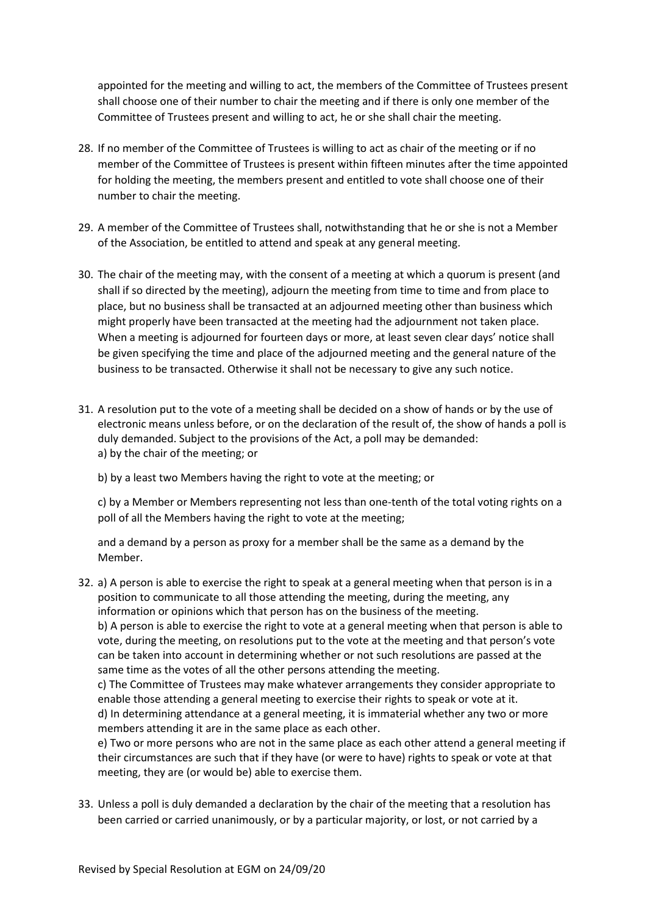appointed for the meeting and willing to act, the members of the Committee of Trustees present shall choose one of their number to chair the meeting and if there is only one member of the Committee of Trustees present and willing to act, he or she shall chair the meeting.

28. If no member of the Committee of Trustees is willing to act as chair of the meeting or if no member of the Committee of Trustees is present within fifteen minutes after the time appointed for holding the meeting, the members present and entitled to vote shall choose one of their number to chair the meeting.

29. A member of the Committee of Trustees shall, notwithstanding that he or she is not a Member of the Association, be entitled to attend and speak at any general meeting.

30. The chair of the meeting may, with the consent of a meeting at which a quorum is present (and shall if so directed by the meeting), adjourn the meeting from time to time and from place to place, but no business shall be transacted at an adjourned meeting other than business which might properly have been transacted at the meeting had the adjournment not taken place. When a meeting is adjourned for fourteen days or more, at least seven clear days' notice shall be given specifying the time and place of the adjourned meeting and the general nature of the business to be transacted. Otherwise it shall not be necessary to give any such notice.

31. A resolution put to the vote of a meeting shall be decided on a show of hands or by the use of electronic means unless before, or on the declaration of the result of, the show of hands a poll is duly demanded. Subject to the provisions of the Act, a poll may be demanded:
    a) by the chair of the meeting; or

    b) by a least two Members having the right to vote at the meeting; or

    c) by a Member or Members representing not less than one-tenth of the total voting rights on a poll of all the Members having the right to vote at the meeting;

    and a demand by a person as proxy for a member shall be the same as a demand by the Member.

32. a) A person is able to exercise the right to speak at a general meeting when that person is in a position to communicate to all those attending the meeting, during the meeting, any information or opinions which that person has on the business of the meeting.
    b) A person is able to exercise the right to vote at a general meeting when that person is able to vote, during the meeting, on resolutions put to the vote at the meeting and that person's vote can be taken into account in determining whether or not such resolutions are passed at the same time as the votes of all the other persons attending the meeting.
    c) The Committee of Trustees may make whatever arrangements they consider appropriate to enable those attending a general meeting to exercise their rights to speak or vote at it.
    d) In determining attendance at a general meeting, it is immaterial whether any two or more members attending it are in the same place as each other.
    e) Two or more persons who are not in the same place as each other attend a general meeting if their circumstances are such that if they have (or were to have) rights to speak or vote at that meeting, they are (or would be) able to exercise them.

33. Unless a poll is duly demanded a declaration by the chair of the meeting that a resolution has been carried or carried unanimously, or by a particular majority, or lost, or not carried by a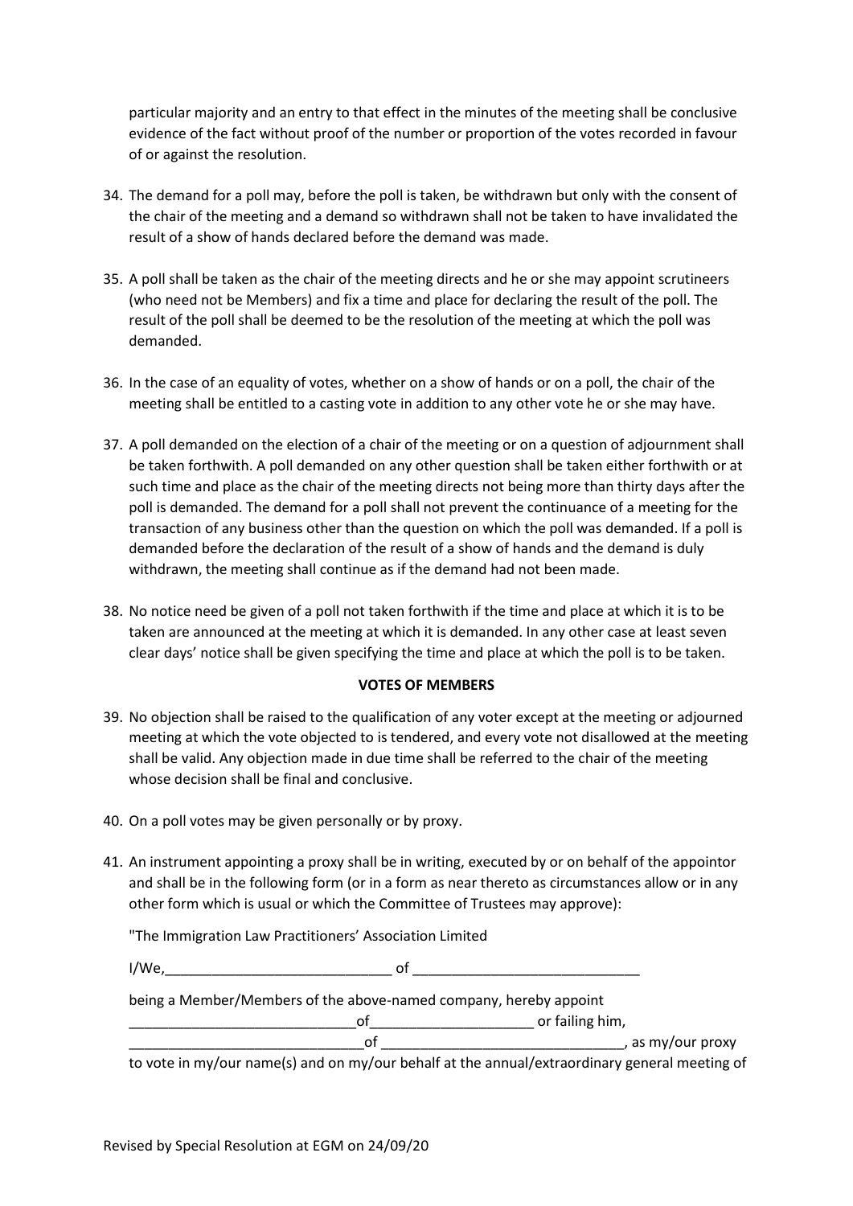particular majority and an entry to that effect in the minutes of the meeting shall be conclusive evidence of the fact without proof of the number or proportion of the votes recorded in favour of or against the resolution.

34. The demand for a poll may, before the poll is taken, be withdrawn but only with the consent of the chair of the meeting and a demand so withdrawn shall not be taken to have invalidated the result of a show of hands declared before the demand was made.

35. A poll shall be taken as the chair of the meeting directs and he or she may appoint scrutineers (who need not be Members) and fix a time and place for declaring the result of the poll. The result of the poll shall be deemed to be the resolution of the meeting at which the poll was demanded.

36. In the case of an equality of votes, whether on a show of hands or on a poll, the chair of the meeting shall be entitled to a casting vote in addition to any other vote he or she may have.

37. A poll demanded on the election of a chair of the meeting or on a question of adjournment shall be taken forthwith. A poll demanded on any other question shall be taken either forthwith or at such time and place as the chair of the meeting directs not being more than thirty days after the poll is demanded. The demand for a poll shall not prevent the continuance of a meeting for the transaction of any business other than the question on which the poll was demanded. If a poll is demanded before the declaration of the result of a show of hands and the demand is duly withdrawn, the meeting shall continue as if the demand had not been made.

38. No notice need be given of a poll not taken forthwith if the time and place at which it is to be taken are announced at the meeting at which it is demanded. In any other case at least seven clear days' notice shall be given specifying the time and place at which the poll is to be taken.

**VOTES OF MEMBERS**

39. No objection shall be raised to the qualification of any voter except at the meeting or adjourned meeting at which the vote objected to is tendered, and every vote not disallowed at the meeting shall be valid. Any objection made in due time shall be referred to the chair of the meeting whose decision shall be final and conclusive.

40. On a poll votes may be given personally or by proxy.

41. An instrument appointing a proxy shall be in writing, executed by or on behalf of the appointor and shall be in the following form (or in a form as near thereto as circumstances allow or in any other form which is usual or which the Committee of Trustees may approve):

    "The Immigration Law Practitioners' Association Limited

    I/We,_____________________________ of _____________________________

    being a Member/Members of the above-named company, hereby appoint _____________________________of_____________________ or failing him, ______________________________of _______________________________, as my/our proxy to vote in my/our name(s) and on my/our behalf at the annual/extraordinary general meeting of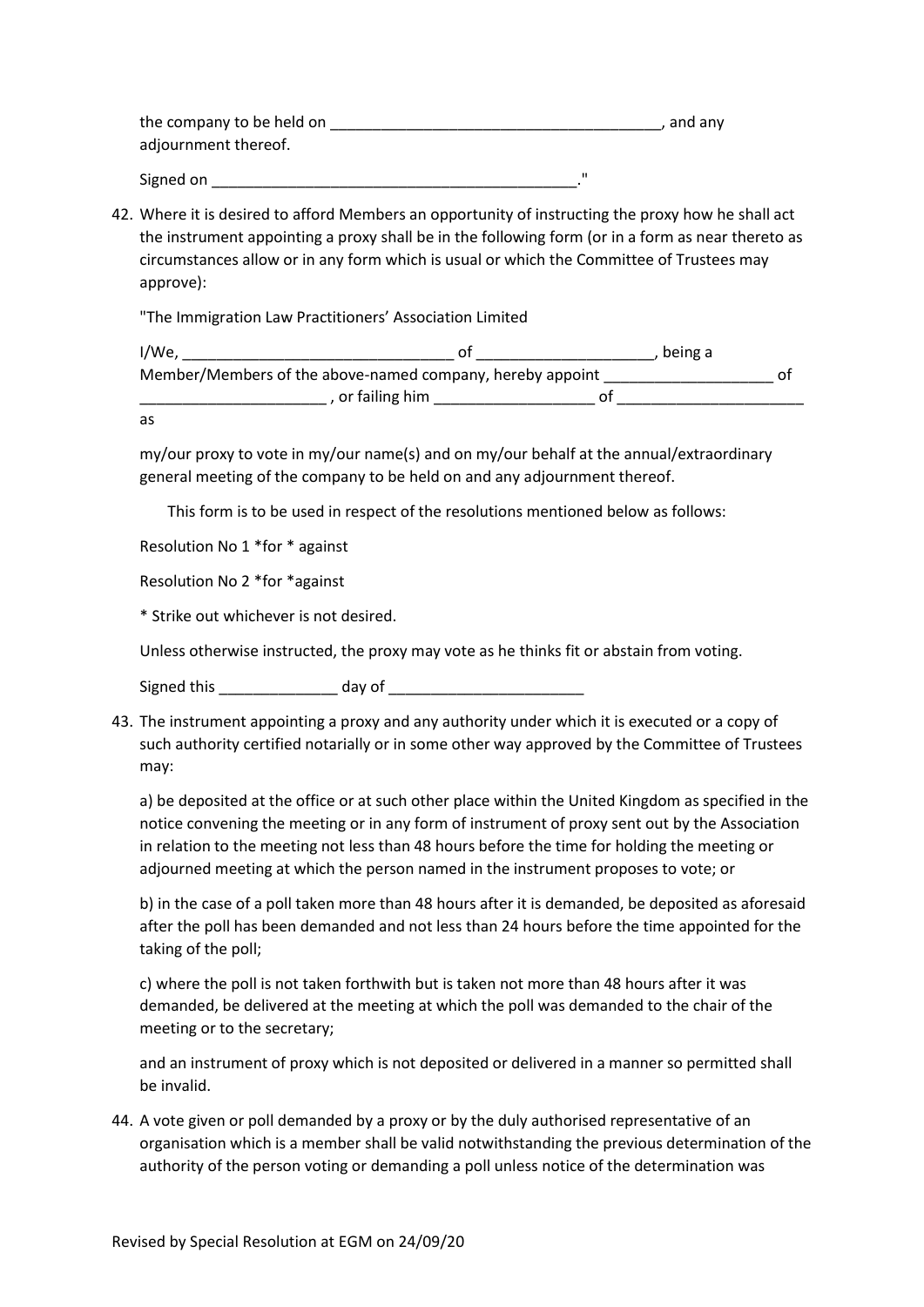the company to be held on ________________________________________, and any adjournment thereof.

Signed on _____________________________________________."

42. Where it is desired to afford Members an opportunity of instructing the proxy how he shall act the instrument appointing a proxy shall be in the following form (or in a form as near thereto as circumstances allow or in any form which is usual or which the Committee of Trustees may approve):

"The Immigration Law Practitioners' Association Limited

I/We, ________________________________ of _____________________, being a Member/Members of the above-named company, hereby appoint ____________________ of ______________________ , or failing him ___________________ of ______________________ as

my/our proxy to vote in my/our name(s) and on my/our behalf at the annual/extraordinary general meeting of the company to be held on and any adjournment thereof.

This form is to be used in respect of the resolutions mentioned below as follows:

Resolution No 1 *for * against

Resolution No 2 *for *against

* Strike out whichever is not desired.

Unless otherwise instructed, the proxy may vote as he thinks fit or abstain from voting.

Signed this ______________ day of _______________________

43. The instrument appointing a proxy and any authority under which it is executed or a copy of such authority certified notarially or in some other way approved by the Committee of Trustees may:

   a) be deposited at the office or at such other place within the United Kingdom as specified in the notice convening the meeting or in any form of instrument of proxy sent out by the Association in relation to the meeting not less than 48 hours before the time for holding the meeting or adjourned meeting at which the person named in the instrument proposes to vote; or

   b) in the case of a poll taken more than 48 hours after it is demanded, be deposited as aforesaid after the poll has been demanded and not less than 24 hours before the time appointed for the taking of the poll;

   c) where the poll is not taken forthwith but is taken not more than 48 hours after it was demanded, be delivered at the meeting at which the poll was demanded to the chair of the meeting or to the secretary;

   and an instrument of proxy which is not deposited or delivered in a manner so permitted shall be invalid.

44. A vote given or poll demanded by a proxy or by the duly authorised representative of an organisation which is a member shall be valid notwithstanding the previous determination of the authority of the person voting or demanding a poll unless notice of the determination was

Revised by Special Resolution at EGM on 24/09/20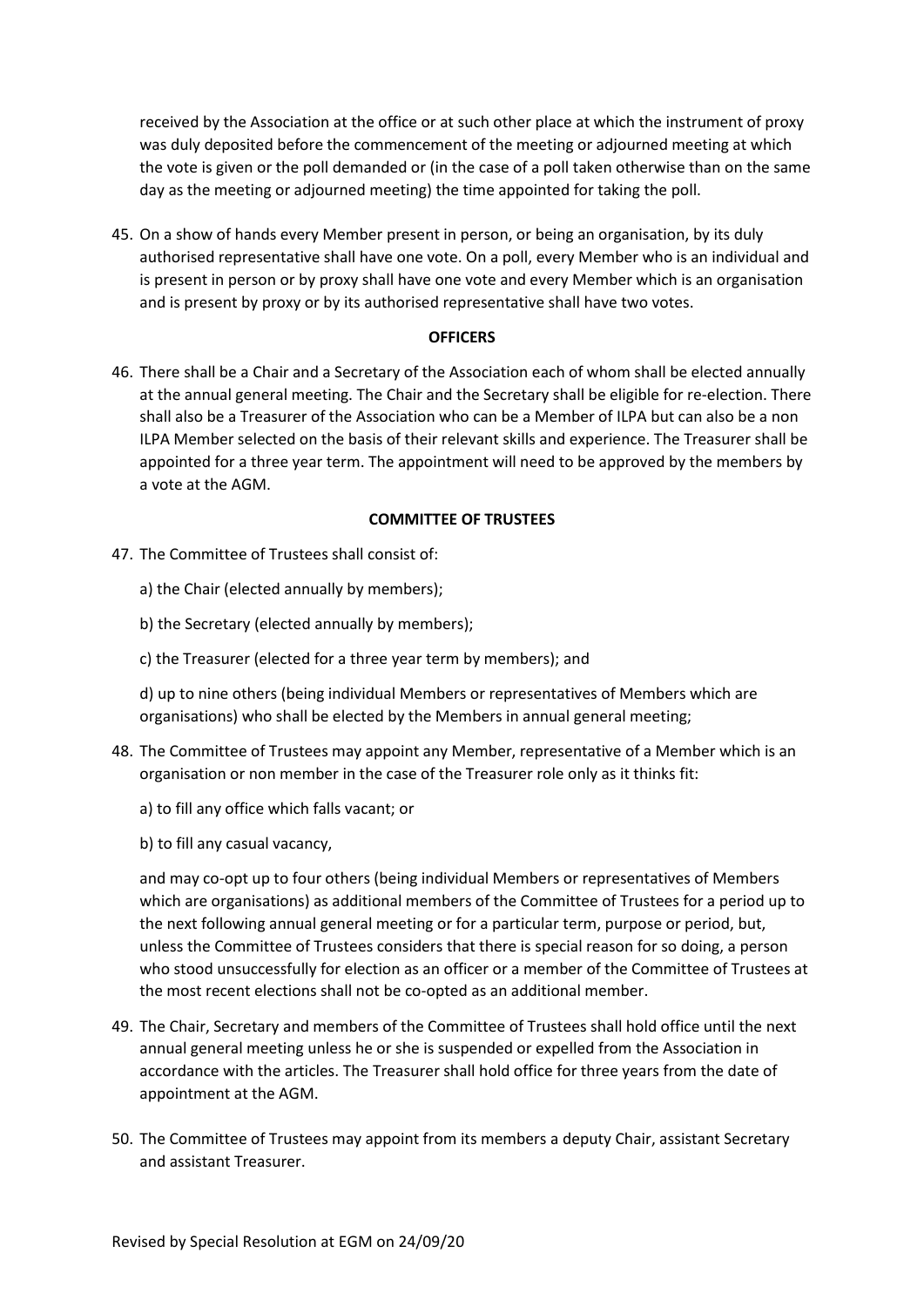received by the Association at the office or at such other place at which the instrument of proxy was duly deposited before the commencement of the meeting or adjourned meeting at which the vote is given or the poll demanded or (in the case of a poll taken otherwise than on the same day as the meeting or adjourned meeting) the time appointed for taking the poll.

45. On a show of hands every Member present in person, or being an organisation, by its duly authorised representative shall have one vote. On a poll, every Member who is an individual and is present in person or by proxy shall have one vote and every Member which is an organisation and is present by proxy or by its authorised representative shall have two votes.

**OFFICERS**

46. There shall be a Chair and a Secretary of the Association each of whom shall be elected annually at the annual general meeting. The Chair and the Secretary shall be eligible for re-election. There shall also be a Treasurer of the Association who can be a Member of ILPA but can also be a non ILPA Member selected on the basis of their relevant skills and experience. The Treasurer shall be appointed for a three year term. The appointment will need to be approved by the members by a vote at the AGM.

**COMMITTEE OF TRUSTEES**

47. The Committee of Trustees shall consist of:

    a) the Chair (elected annually by members);

    b) the Secretary (elected annually by members);

    c) the Treasurer (elected for a three year term by members); and

    d) up to nine others (being individual Members or representatives of Members which are organisations) who shall be elected by the Members in annual general meeting;

48. The Committee of Trustees may appoint any Member, representative of a Member which is an organisation or non member in the case of the Treasurer role only as it thinks fit:

    a) to fill any office which falls vacant; or

    b) to fill any casual vacancy,

    and may co-opt up to four others (being individual Members or representatives of Members which are organisations) as additional members of the Committee of Trustees for a period up to the next following annual general meeting or for a particular term, purpose or period, but, unless the Committee of Trustees considers that there is special reason for so doing, a person who stood unsuccessfully for election as an officer or a member of the Committee of Trustees at the most recent elections shall not be co-opted as an additional member.

49. The Chair, Secretary and members of the Committee of Trustees shall hold office until the next annual general meeting unless he or she is suspended or expelled from the Association in accordance with the articles. The Treasurer shall hold office for three years from the date of appointment at the AGM.

50. The Committee of Trustees may appoint from its members a deputy Chair, assistant Secretary and assistant Treasurer.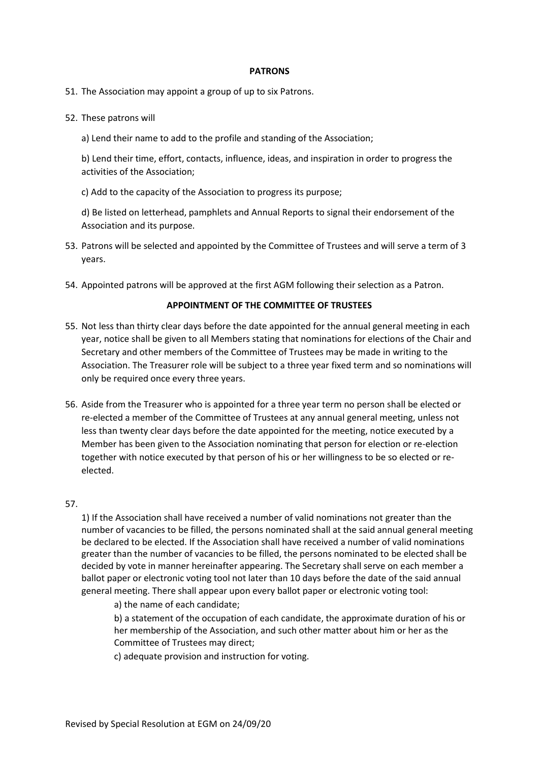## PATRONS

51. The Association may appoint a group of up to six Patrons.

52. These patrons will

    a) Lend their name to add to the profile and standing of the Association;

    b) Lend their time, effort, contacts, influence, ideas, and inspiration in order to progress the activities of the Association;

    c) Add to the capacity of the Association to progress its purpose;

    d) Be listed on letterhead, pamphlets and Annual Reports to signal their endorsement of the Association and its purpose.

53. Patrons will be selected and appointed by the Committee of Trustees and will serve a term of 3 years.

54. Appointed patrons will be approved at the first AGM following their selection as a Patron.

## APPOINTMENT OF THE COMMITTEE OF TRUSTEES

55. Not less than thirty clear days before the date appointed for the annual general meeting in each year, notice shall be given to all Members stating that nominations for elections of the Chair and Secretary and other members of the Committee of Trustees may be made in writing to the Association. The Treasurer role will be subject to a three year fixed term and so nominations will only be required once every three years.

56. Aside from the Treasurer who is appointed for a three year term no person shall be elected or re-elected a member of the Committee of Trustees at any annual general meeting, unless not less than twenty clear days before the date appointed for the meeting, notice executed by a Member has been given to the Association nominating that person for election or re-election together with notice executed by that person of his or her willingness to be so elected or re-elected.

57.

    1) If the Association shall have received a number of valid nominations not greater than the number of vacancies to be filled, the persons nominated shall at the said annual general meeting be declared to be elected. If the Association shall have received a number of valid nominations greater than the number of vacancies to be filled, the persons nominated to be elected shall be decided by vote in manner hereinafter appearing. The Secretary shall serve on each member a ballot paper or electronic voting tool not later than 10 days before the date of the said annual general meeting. There shall appear upon every ballot paper or electronic voting tool:

    a) the name of each candidate;

    b) a statement of the occupation of each candidate, the approximate duration of his or her membership of the Association, and such other matter about him or her as the Committee of Trustees may direct;

    c) adequate provision and instruction for voting.

Revised by Special Resolution at EGM on 24/09/20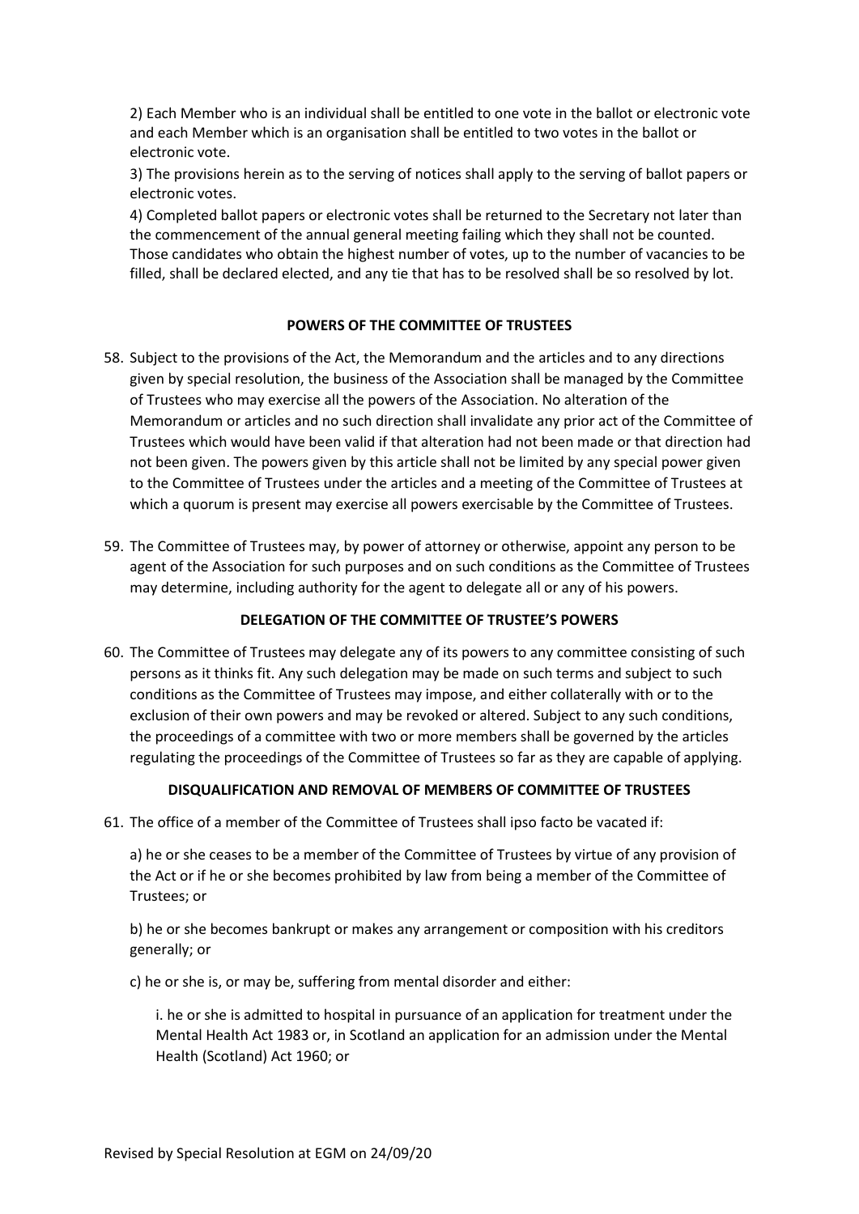2) Each Member who is an individual shall be entitled to one vote in the ballot or electronic vote and each Member which is an organisation shall be entitled to two votes in the ballot or electronic vote.

3) The provisions herein as to the serving of notices shall apply to the serving of ballot papers or electronic votes.

4) Completed ballot papers or electronic votes shall be returned to the Secretary not later than the commencement of the annual general meeting failing which they shall not be counted. Those candidates who obtain the highest number of votes, up to the number of vacancies to be filled, shall be declared elected, and any tie that has to be resolved shall be so resolved by lot.

**POWERS OF THE COMMITTEE OF TRUSTEES**

58. Subject to the provisions of the Act, the Memorandum and the articles and to any directions given by special resolution, the business of the Association shall be managed by the Committee of Trustees who may exercise all the powers of the Association. No alteration of the Memorandum or articles and no such direction shall invalidate any prior act of the Committee of Trustees which would have been valid if that alteration had not been made or that direction had not been given. The powers given by this article shall not be limited by any special power given to the Committee of Trustees under the articles and a meeting of the Committee of Trustees at which a quorum is present may exercise all powers exercisable by the Committee of Trustees.

59. The Committee of Trustees may, by power of attorney or otherwise, appoint any person to be agent of the Association for such purposes and on such conditions as the Committee of Trustees may determine, including authority for the agent to delegate all or any of his powers.

**DELEGATION OF THE COMMITTEE OF TRUSTEE'S POWERS**

60. The Committee of Trustees may delegate any of its powers to any committee consisting of such persons as it thinks fit. Any such delegation may be made on such terms and subject to such conditions as the Committee of Trustees may impose, and either collaterally with or to the exclusion of their own powers and may be revoked or altered. Subject to any such conditions, the proceedings of a committee with two or more members shall be governed by the articles regulating the proceedings of the Committee of Trustees so far as they are capable of applying.

**DISQUALIFICATION AND REMOVAL OF MEMBERS OF COMMITTEE OF TRUSTEES**

61. The office of a member of the Committee of Trustees shall ipso facto be vacated if:

   a) he or she ceases to be a member of the Committee of Trustees by virtue of any provision of the Act or if he or she becomes prohibited by law from being a member of the Committee of Trustees; or

   b) he or she becomes bankrupt or makes any arrangement or composition with his creditors generally; or

   c) he or she is, or may be, suffering from mental disorder and either:

      i. he or she is admitted to hospital in pursuance of an application for treatment under the Mental Health Act 1983 or, in Scotland an application for an admission under the Mental Health (Scotland) Act 1960; or

Revised by Special Resolution at EGM on 24/09/20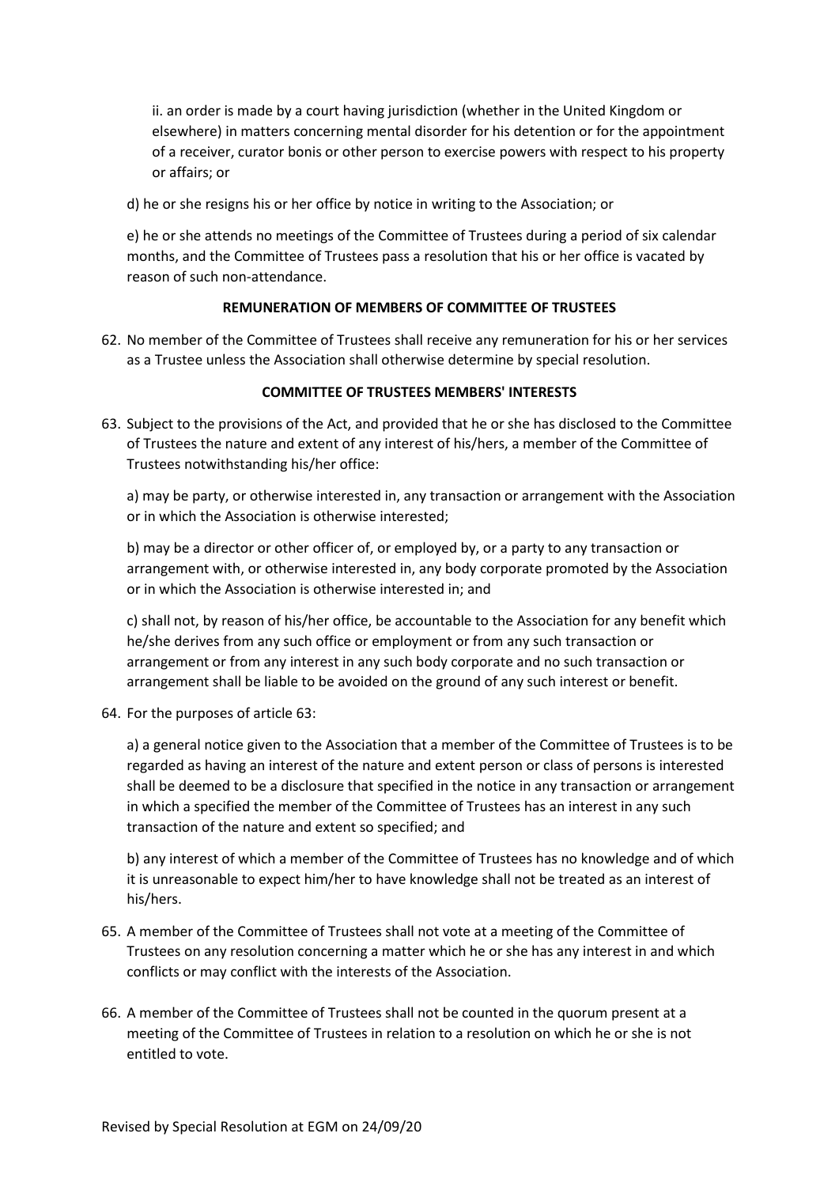ii. an order is made by a court having jurisdiction (whether in the United Kingdom or elsewhere) in matters concerning mental disorder for his detention or for the appointment of a receiver, curator bonis or other person to exercise powers with respect to his property or affairs; or

d) he or she resigns his or her office by notice in writing to the Association; or

e) he or she attends no meetings of the Committee of Trustees during a period of six calendar months, and the Committee of Trustees pass a resolution that his or her office is vacated by reason of such non-attendance.

**REMUNERATION OF MEMBERS OF COMMITTEE OF TRUSTEES**

62. No member of the Committee of Trustees shall receive any remuneration for his or her services as a Trustee unless the Association shall otherwise determine by special resolution.

**COMMITTEE OF TRUSTEES MEMBERS' INTERESTS**

63. Subject to the provisions of the Act, and provided that he or she has disclosed to the Committee of Trustees the nature and extent of any interest of his/hers, a member of the Committee of Trustees notwithstanding his/her office:

a) may be party, or otherwise interested in, any transaction or arrangement with the Association or in which the Association is otherwise interested;

b) may be a director or other officer of, or employed by, or a party to any transaction or arrangement with, or otherwise interested in, any body corporate promoted by the Association or in which the Association is otherwise interested in; and

c) shall not, by reason of his/her office, be accountable to the Association for any benefit which he/she derives from any such office or employment or from any such transaction or arrangement or from any interest in any such body corporate and no such transaction or arrangement shall be liable to be avoided on the ground of any such interest or benefit.

64. For the purposes of article 63:

a) a general notice given to the Association that a member of the Committee of Trustees is to be regarded as having an interest of the nature and extent person or class of persons is interested shall be deemed to be a disclosure that specified in the notice in any transaction or arrangement in which a specified the member of the Committee of Trustees has an interest in any such transaction of the nature and extent so specified; and

b) any interest of which a member of the Committee of Trustees has no knowledge and of which it is unreasonable to expect him/her to have knowledge shall not be treated as an interest of his/hers.

65. A member of the Committee of Trustees shall not vote at a meeting of the Committee of Trustees on any resolution concerning a matter which he or she has any interest in and which conflicts or may conflict with the interests of the Association.

66. A member of the Committee of Trustees shall not be counted in the quorum present at a meeting of the Committee of Trustees in relation to a resolution on which he or she is not entitled to vote.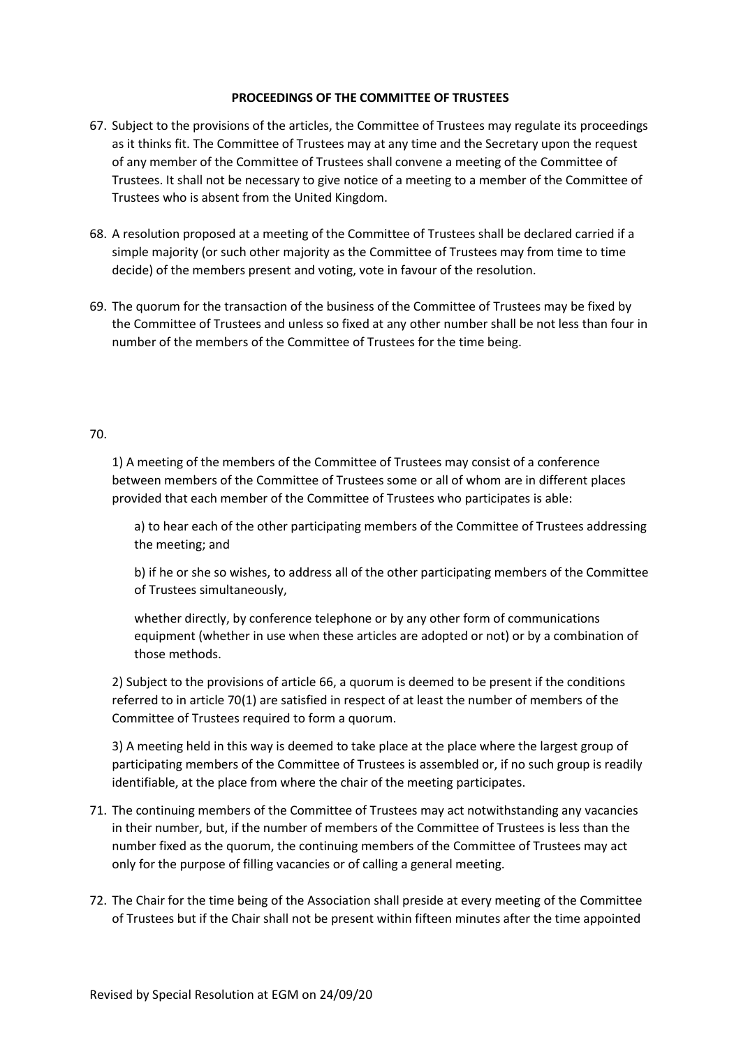## PROCEEDINGS OF THE COMMITTEE OF TRUSTEES

67. Subject to the provisions of the articles, the Committee of Trustees may regulate its proceedings as it thinks fit. The Committee of Trustees may at any time and the Secretary upon the request of any member of the Committee of Trustees shall convene a meeting of the Committee of Trustees. It shall not be necessary to give notice of a meeting to a member of the Committee of Trustees who is absent from the United Kingdom.

68. A resolution proposed at a meeting of the Committee of Trustees shall be declared carried if a simple majority (or such other majority as the Committee of Trustees may from time to time decide) of the members present and voting, vote in favour of the resolution.

69. The quorum for the transaction of the business of the Committee of Trustees may be fixed by the Committee of Trustees and unless so fixed at any other number shall be not less than four in number of the members of the Committee of Trustees for the time being.

70.

1) A meeting of the members of the Committee of Trustees may consist of a conference between members of the Committee of Trustees some or all of whom are in different places provided that each member of the Committee of Trustees who participates is able:

a) to hear each of the other participating members of the Committee of Trustees addressing the meeting; and

b) if he or she so wishes, to address all of the other participating members of the Committee of Trustees simultaneously,

whether directly, by conference telephone or by any other form of communications equipment (whether in use when these articles are adopted or not) or by a combination of those methods.

2) Subject to the provisions of article 66, a quorum is deemed to be present if the conditions referred to in article 70(1) are satisfied in respect of at least the number of members of the Committee of Trustees required to form a quorum.

3) A meeting held in this way is deemed to take place at the place where the largest group of participating members of the Committee of Trustees is assembled or, if no such group is readily identifiable, at the place from where the chair of the meeting participates.

71. The continuing members of the Committee of Trustees may act notwithstanding any vacancies in their number, but, if the number of members of the Committee of Trustees is less than the number fixed as the quorum, the continuing members of the Committee of Trustees may act only for the purpose of filling vacancies or of calling a general meeting.

72. The Chair for the time being of the Association shall preside at every meeting of the Committee of Trustees but if the Chair shall not be present within fifteen minutes after the time appointed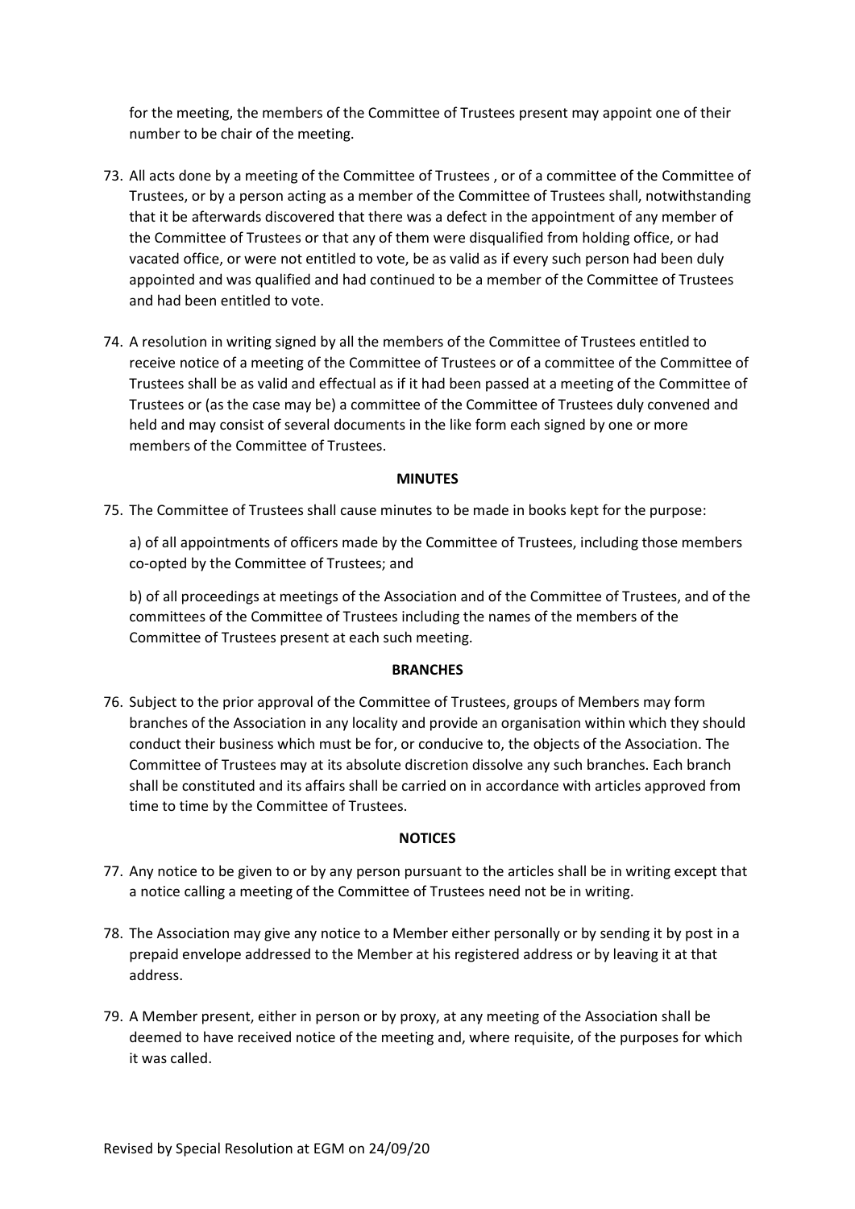for the meeting, the members of the Committee of Trustees present may appoint one of their number to be chair of the meeting.

73. All acts done by a meeting of the Committee of Trustees , or of a committee of the Committee of Trustees, or by a person acting as a member of the Committee of Trustees shall, notwithstanding that it be afterwards discovered that there was a defect in the appointment of any member of the Committee of Trustees or that any of them were disqualified from holding office, or had vacated office, or were not entitled to vote, be as valid as if every such person had been duly appointed and was qualified and had continued to be a member of the Committee of Trustees and had been entitled to vote.

74. A resolution in writing signed by all the members of the Committee of Trustees entitled to receive notice of a meeting of the Committee of Trustees or of a committee of the Committee of Trustees shall be as valid and effectual as if it had been passed at a meeting of the Committee of Trustees or (as the case may be) a committee of the Committee of Trustees duly convened and held and may consist of several documents in the like form each signed by one or more members of the Committee of Trustees.

**MINUTES**

75. The Committee of Trustees shall cause minutes to be made in books kept for the purpose:

    a) of all appointments of officers made by the Committee of Trustees, including those members co-opted by the Committee of Trustees; and

    b) of all proceedings at meetings of the Association and of the Committee of Trustees, and of the committees of the Committee of Trustees including the names of the members of the Committee of Trustees present at each such meeting.

**BRANCHES**

76. Subject to the prior approval of the Committee of Trustees, groups of Members may form branches of the Association in any locality and provide an organisation within which they should conduct their business which must be for, or conducive to, the objects of the Association. The Committee of Trustees may at its absolute discretion dissolve any such branches. Each branch shall be constituted and its affairs shall be carried on in accordance with articles approved from time to time by the Committee of Trustees.

**NOTICES**

77. Any notice to be given to or by any person pursuant to the articles shall be in writing except that a notice calling a meeting of the Committee of Trustees need not be in writing.

78. The Association may give any notice to a Member either personally or by sending it by post in a prepaid envelope addressed to the Member at his registered address or by leaving it at that address.

79. A Member present, either in person or by proxy, at any meeting of the Association shall be deemed to have received notice of the meeting and, where requisite, of the purposes for which it was called.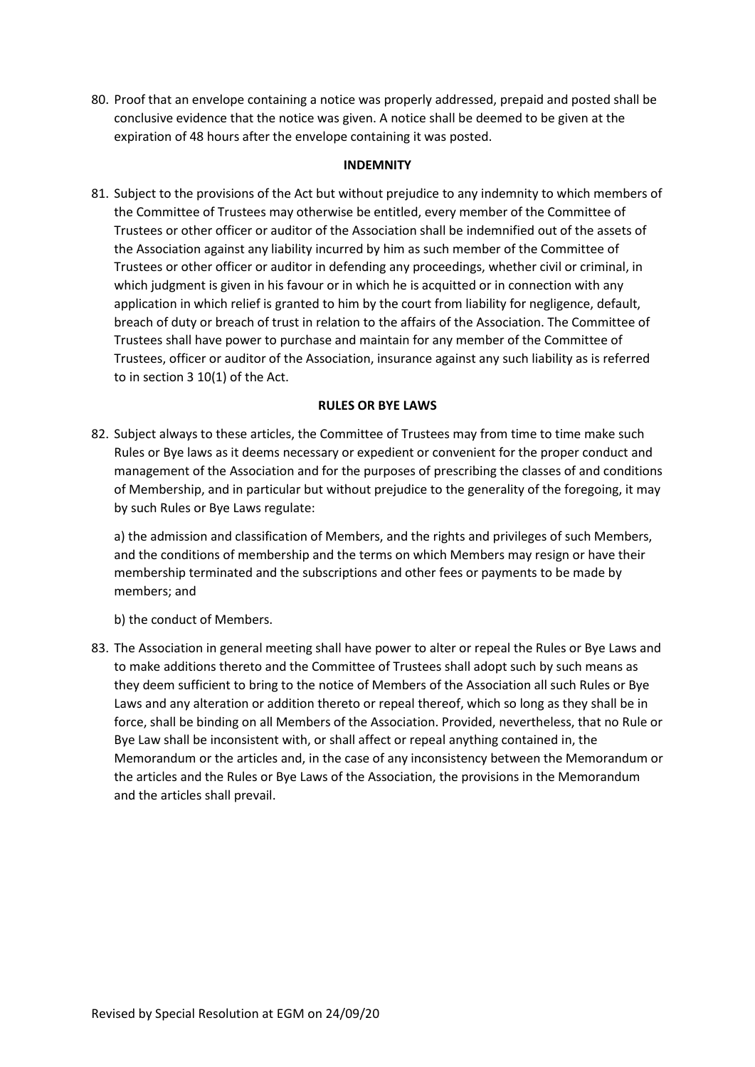80. Proof that an envelope containing a notice was properly addressed, prepaid and posted shall be conclusive evidence that the notice was given. A notice shall be deemed to be given at the expiration of 48 hours after the envelope containing it was posted.

**INDEMNITY**

81. Subject to the provisions of the Act but without prejudice to any indemnity to which members of the Committee of Trustees may otherwise be entitled, every member of the Committee of Trustees or other officer or auditor of the Association shall be indemnified out of the assets of the Association against any liability incurred by him as such member of the Committee of Trustees or other officer or auditor in defending any proceedings, whether civil or criminal, in which judgment is given in his favour or in which he is acquitted or in connection with any application in which relief is granted to him by the court from liability for negligence, default, breach of duty or breach of trust in relation to the affairs of the Association. The Committee of Trustees shall have power to purchase and maintain for any member of the Committee of Trustees, officer or auditor of the Association, insurance against any such liability as is referred to in section 3 10(1) of the Act.

**RULES OR BYE LAWS**

82. Subject always to these articles, the Committee of Trustees may from time to time make such Rules or Bye laws as it deems necessary or expedient or convenient for the proper conduct and management of the Association and for the purposes of prescribing the classes of and conditions of Membership, and in particular but without prejudice to the generality of the foregoing, it may by such Rules or Bye Laws regulate:

    a) the admission and classification of Members, and the rights and privileges of such Members, and the conditions of membership and the terms on which Members may resign or have their membership terminated and the subscriptions and other fees or payments to be made by members; and

    b) the conduct of Members.

83. The Association in general meeting shall have power to alter or repeal the Rules or Bye Laws and to make additions thereto and the Committee of Trustees shall adopt such by such means as they deem sufficient to bring to the notice of Members of the Association all such Rules or Bye Laws and any alteration or addition thereto or repeal thereof, which so long as they shall be in force, shall be binding on all Members of the Association. Provided, nevertheless, that no Rule or Bye Law shall be inconsistent with, or shall affect or repeal anything contained in, the Memorandum or the articles and, in the case of any inconsistency between the Memorandum or the articles and the Rules or Bye Laws of the Association, the provisions in the Memorandum and the articles shall prevail.

Revised by Special Resolution at EGM on 24/09/20